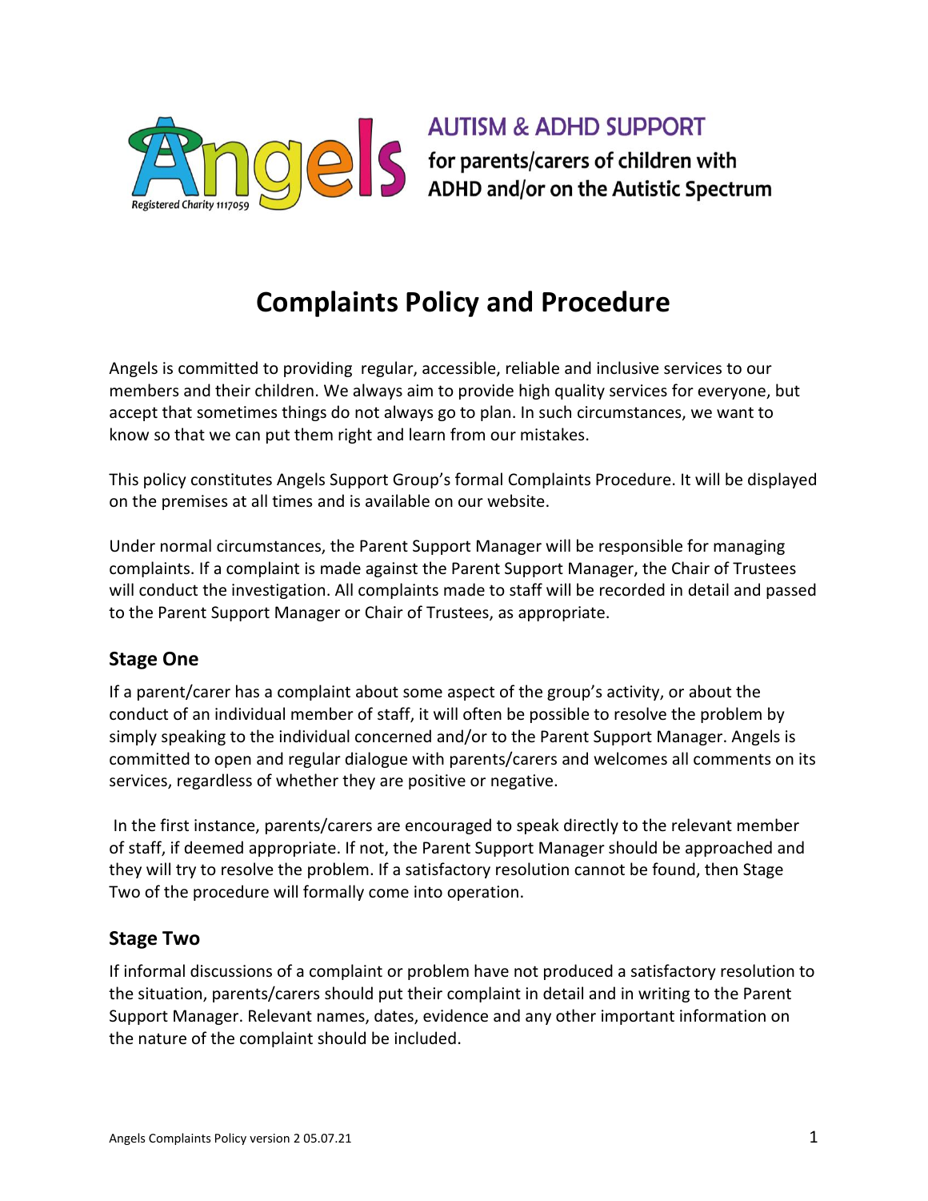Angels

Registered Charity 1117059

**AUTISM & ADHD SUPPORT**

**for parents/carers of children with ADHD and/or on the Autistic Spectrum**

# Complaints Policy and Procedure

Angels is committed to providing regular, accessible, reliable and inclusive services to our members and their children. We always aim to provide high quality services for everyone, but accept that sometimes things do not always go to plan. In such circumstances, we want to know so that we can put them right and learn from our mistakes.

This policy constitutes Angels Support Group's formal Complaints Procedure. It will be displayed on the premises at all times and is available on our website.

Under normal circumstances, the Parent Support Manager will be responsible for managing complaints. If a complaint is made against the Parent Support Manager, the Chair of Trustees will conduct the investigation. All complaints made to staff will be recorded in detail and passed to the Parent Support Manager or Chair of Trustees, as appropriate.

## Stage One

If a parent/carer has a complaint about some aspect of the group's activity, or about the conduct of an individual member of staff, it will often be possible to resolve the problem by simply speaking to the individual concerned and/or to the Parent Support Manager. Angels is committed to open and regular dialogue with parents/carers and welcomes all comments on its services, regardless of whether they are positive or negative.

In the first instance, parents/carers are encouraged to speak directly to the relevant member of staff, if deemed appropriate. If not, the Parent Support Manager should be approached and they will try to resolve the problem. If a satisfactory resolution cannot be found, then Stage Two of the procedure will formally come into operation.

## Stage Two

If informal discussions of a complaint or problem have not produced a satisfactory resolution to the situation, parents/carers should put their complaint in detail and in writing to the Parent Support Manager. Relevant names, dates, evidence and any other important information on the nature of the complaint should be included.

Angels Complaints Policy version 2 05.07.21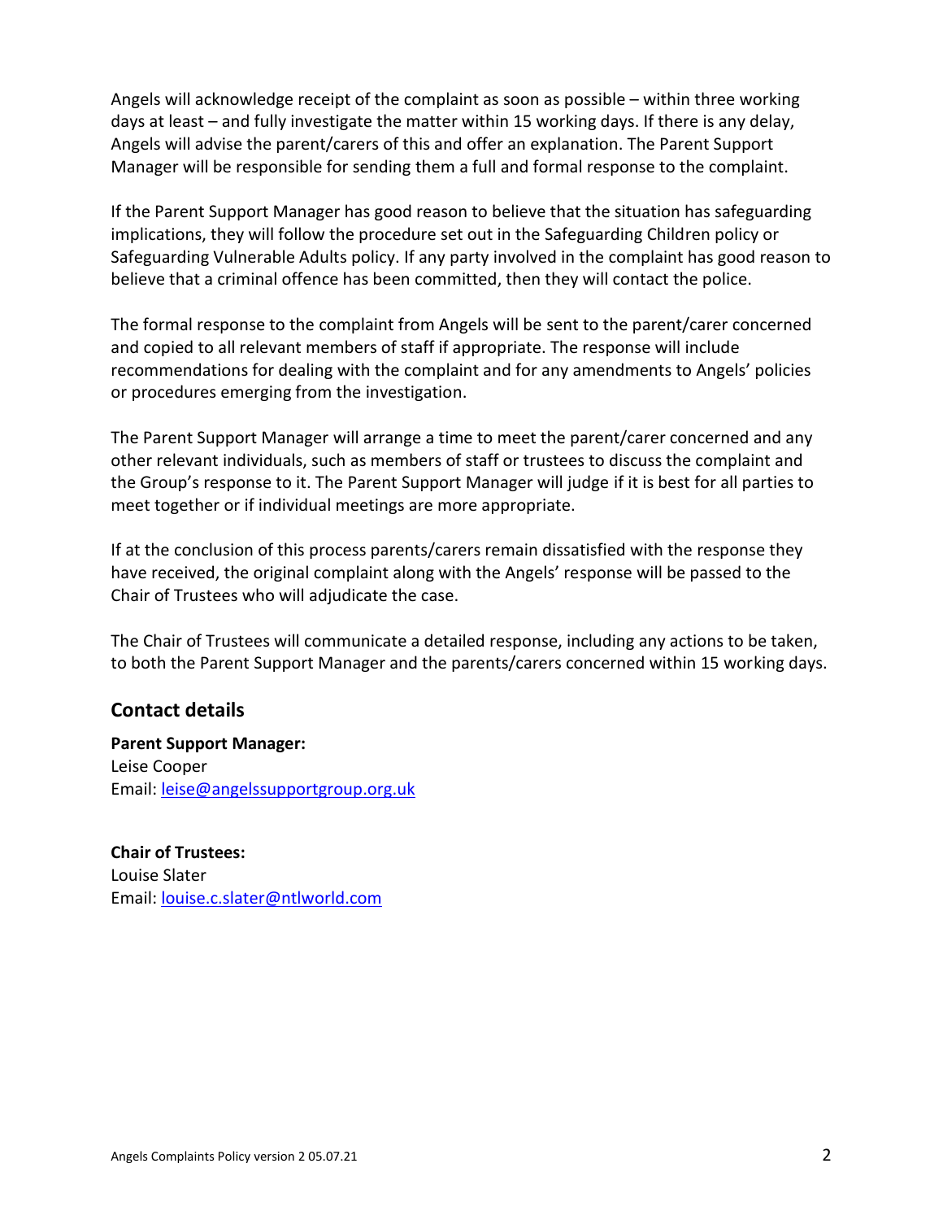Angels will acknowledge receipt of the complaint as soon as possible – within three working days at least – and fully investigate the matter within 15 working days. If there is any delay, Angels will advise the parent/carers of this and offer an explanation. The Parent Support Manager will be responsible for sending them a full and formal response to the complaint.

If the Parent Support Manager has good reason to believe that the situation has safeguarding implications, they will follow the procedure set out in the Safeguarding Children policy or Safeguarding Vulnerable Adults policy. If any party involved in the complaint has good reason to believe that a criminal offence has been committed, then they will contact the police.

The formal response to the complaint from Angels will be sent to the parent/carer concerned and copied to all relevant members of staff if appropriate. The response will include recommendations for dealing with the complaint and for any amendments to Angels' policies or procedures emerging from the investigation.

The Parent Support Manager will arrange a time to meet the parent/carer concerned and any other relevant individuals, such as members of staff or trustees to discuss the complaint and the Group's response to it. The Parent Support Manager will judge if it is best for all parties to meet together or if individual meetings are more appropriate.

If at the conclusion of this process parents/carers remain dissatisfied with the response they have received, the original complaint along with the Angels' response will be passed to the Chair of Trustees who will adjudicate the case.

The Chair of Trustees will communicate a detailed response, including any actions to be taken, to both the Parent Support Manager and the parents/carers concerned within 15 working days.

## Contact details

**Parent Support Manager:**
Leise Cooper
Email: leise@angelssupportgroup.org.uk

**Chair of Trustees:**
Louise Slater
Email: louise.c.slater@ntlworld.com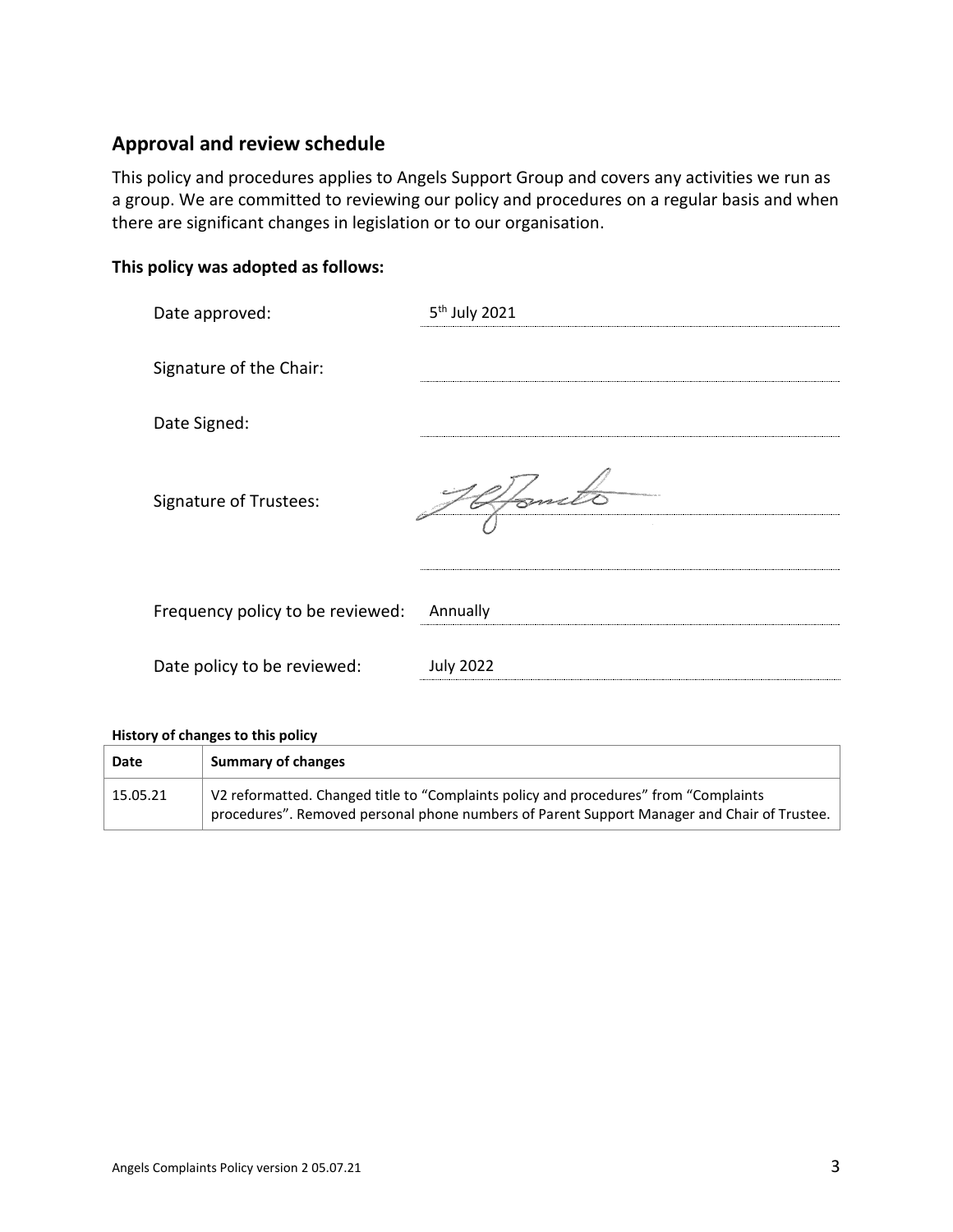## Approval and review schedule

This policy and procedures applies to Angels Support Group and covers any activities we run as a group. We are committed to reviewing our policy and procedures on a regular basis and when there are significant changes in legislation or to our organisation.

**This policy was adopted as follows:**

| | |
|---|---|
| Date approved: | 5th July 2021 |
| Signature of the Chair: | |
| Date Signed: | |
| Signature of Trustees: | |
| | |
| Frequency policy to be reviewed: | Annually |
| Date policy to be reviewed: | July 2022 |

**History of changes to this policy**

| Date | Summary of changes |
|---|---|
| 15.05.21 | V2 reformatted. Changed title to "Complaints policy and procedures" from "Complaints procedures". Removed personal phone numbers of Parent Support Manager and Chair of Trustee. |